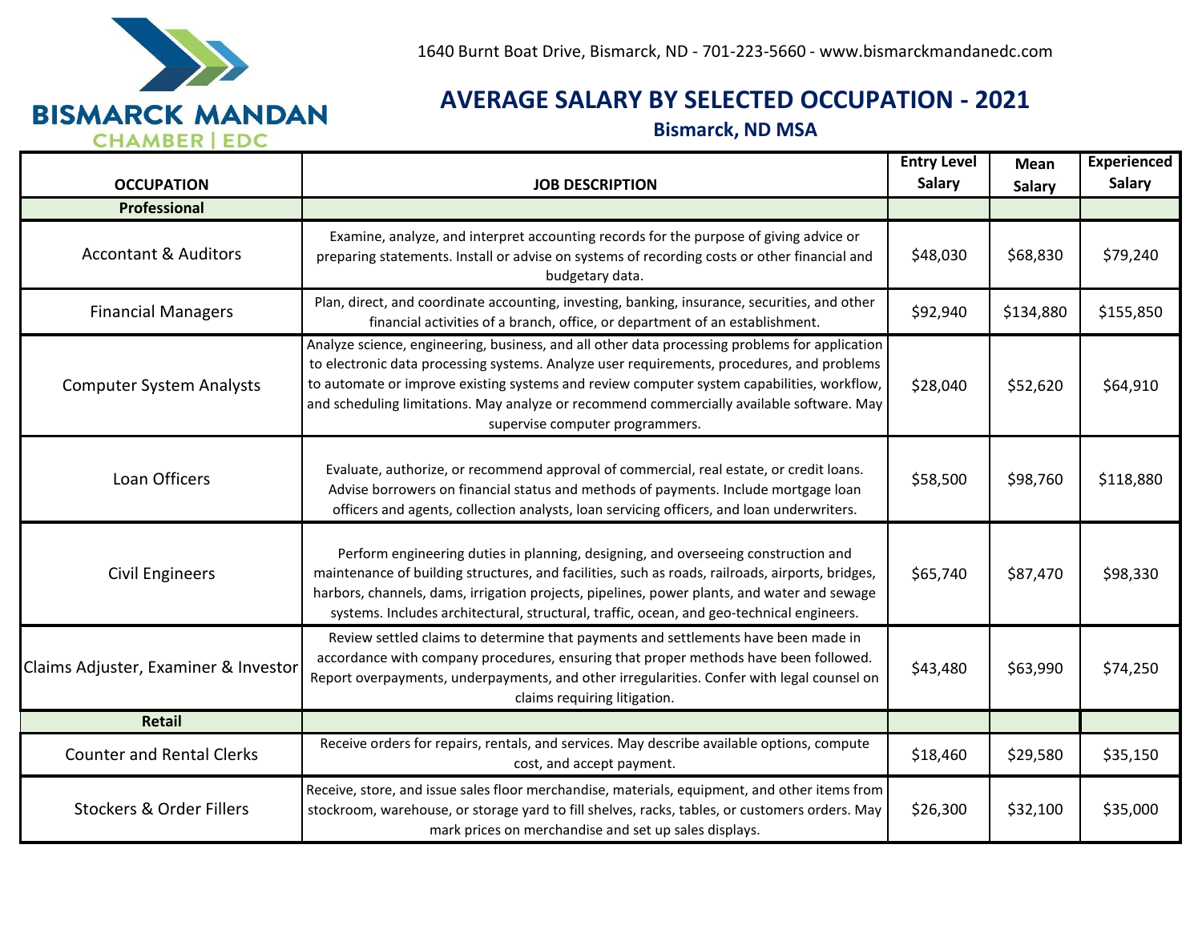BISMARCK MANDAN CHAMBER | EDC

1640 Burnt Boat Drive, Bismarck, ND - 701-223-5660 - www.bismarckmandanedc.com

# AVERAGE SALARY BY SELECTED OCCUPATION - 2021

## Bismarck, ND MSA

| OCCUPATION | JOB DESCRIPTION | Entry Level Salary | Mean Salary | Experienced Salary |
|---|---|---|---|---|
| **Professional** | | | | |
| Accontant & Auditors | Examine, analyze, and interpret accounting records for the purpose of giving advice or preparing statements. Install or advise on systems of recording costs or other financial and budgetary data. | $48,030 | $68,830 | $79,240 |
| Financial Managers | Plan, direct, and coordinate accounting, investing, banking, insurance, securities, and other financial activities of a branch, office, or department of an establishment. | $92,940 | $134,880 | $155,850 |
| Computer System Analysts | Analyze science, engineering, business, and all other data processing problems for application to electronic data processing systems. Analyze user requirements, procedures, and problems to automate or improve existing systems and review computer system capabilities, workflow, and scheduling limitations. May analyze or recommend commercially available software. May supervise computer programmers. | $28,040 | $52,620 | $64,910 |
| Loan Officers | Evaluate, authorize, or recommend approval of commercial, real estate, or credit loans. Advise borrowers on financial status and methods of payments. Include mortgage loan officers and agents, collection analysts, loan servicing officers, and loan underwriters. | $58,500 | $98,760 | $118,880 |
| Civil Engineers | Perform engineering duties in planning, designing, and overseeing construction and maintenance of building structures, and facilities, such as roads, railroads, airports, bridges, harbors, channels, dams, irrigation projects, pipelines, power plants, and water and sewage systems. Includes architectural, structural, traffic, ocean, and geo-technical engineers. | $65,740 | $87,470 | $98,330 |
| Claims Adjuster, Examiner & Investor | Review settled claims to determine that payments and settlements have been made in accordance with company procedures, ensuring that proper methods have been followed. Report overpayments, underpayments, and other irregularities. Confer with legal counsel on claims requiring litigation. | $43,480 | $63,990 | $74,250 |
| **Retail** | | | | |
| Counter and Rental Clerks | Receive orders for repairs, rentals, and services. May describe available options, compute cost, and accept payment. | $18,460 | $29,580 | $35,150 |
| Stockers & Order Fillers | Receive, store, and issue sales floor merchandise, materials, equipment, and other items from stockroom, warehouse, or storage yard to fill shelves, racks, tables, or customers orders. May mark prices on merchandise and set up sales displays. | $26,300 | $32,100 | $35,000 |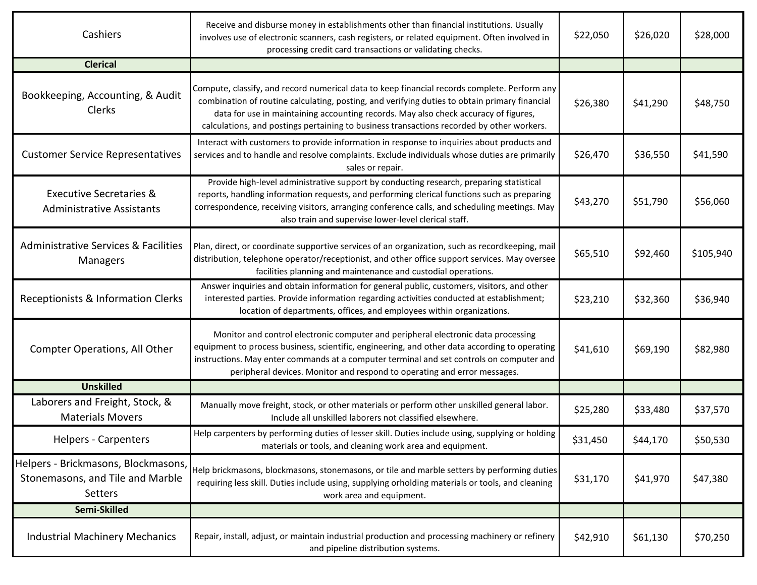| | | | | |
|---|---|---|---|---|
| Cashiers | Receive and disburse money in establishments other than financial institutions. Usually involves use of electronic scanners, cash registers, or related equipment. Often involved in processing credit card transactions or validating checks. | $22,050 | $26,020 | $28,000 |
| **Clerical** | | | | |
| Bookkeeping, Accounting, & Audit Clerks | Compute, classify, and record numerical data to keep financial records complete. Perform any combination of routine calculating, posting, and verifying duties to obtain primary financial data for use in maintaining accounting records. May also check accuracy of figures, calculations, and postings pertaining to business transactions recorded by other workers. | $26,380 | $41,290 | $48,750 |
| Customer Service Representatives | Interact with customers to provide information in response to inquiries about products and services and to handle and resolve complaints. Exclude individuals whose duties are primarily sales or repair. | $26,470 | $36,550 | $41,590 |
| Executive Secretaries & Administrative Assistants | Provide high-level administrative support by conducting research, preparing statistical reports, handling information requests, and performing clerical functions such as preparing correspondence, receiving visitors, arranging conference calls, and scheduling meetings. May also train and supervise lower-level clerical staff. | $43,270 | $51,790 | $56,060 |
| Administrative Services & Facilities Managers | Plan, direct, or coordinate supportive services of an organization, such as recordkeeping, mail distribution, telephone operator/receptionist, and other office support services. May oversee facilities planning and maintenance and custodial operations. | $65,510 | $92,460 | $105,940 |
| Receptionists & Information Clerks | Answer inquiries and obtain information for general public, customers, visitors, and other interested parties. Provide information regarding activities conducted at establishment; location of departments, offices, and employees within organizations. | $23,210 | $32,360 | $36,940 |
| Compter Operations, All Other | Monitor and control electronic computer and peripheral electronic data processing equipment to process business, scientific, engineering, and other data according to operating instructions. May enter commands at a computer terminal and set controls on computer and peripheral devices. Monitor and respond to operating and error messages. | $41,610 | $69,190 | $82,980 |
| **Unskilled** | | | | |
| Laborers and Freight, Stock, & Materials Movers | Manually move freight, stock, or other materials or perform other unskilled general labor. Include all unskilled laborers not classified elsewhere. | $25,280 | $33,480 | $37,570 |
| Helpers - Carpenters | Help carpenters by performing duties of lesser skill. Duties include using, supplying or holding materials or tools, and cleaning work area and equipment. | $31,450 | $44,170 | $50,530 |
| Helpers - Brickmasons, Blockmasons, Stonemasons, and Tile and Marble Setters | Help brickmasons, blockmasons, stonemasons, or tile and marble setters by performing duties requiring less skill. Duties include using, supplying orholding materials or tools, and cleaning work area and equipment. | $31,170 | $41,970 | $47,380 |
| **Semi-Skilled** | | | | |
| Industrial Machinery Mechanics | Repair, install, adjust, or maintain industrial production and processing machinery or refinery and pipeline distribution systems. | $42,910 | $61,130 | $70,250 |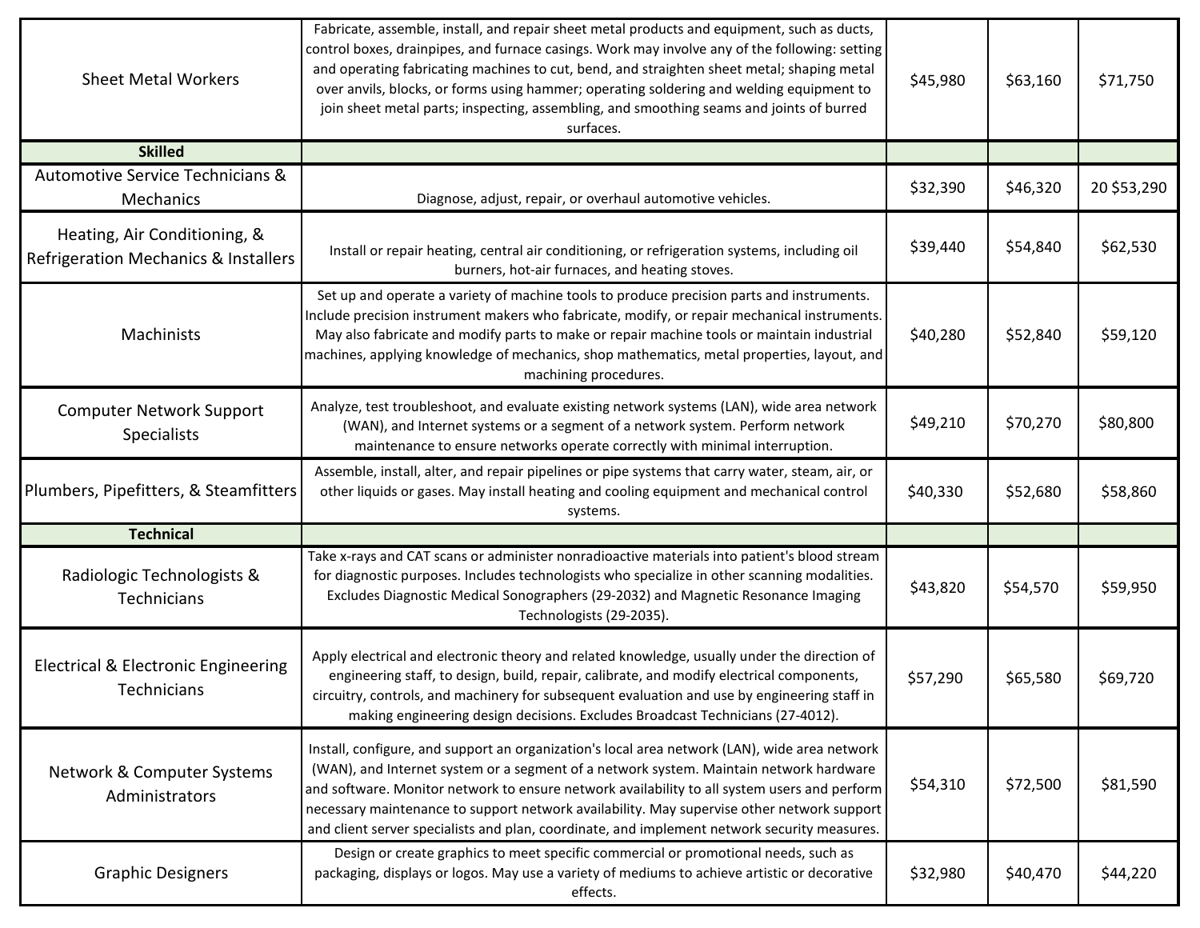| | | | | |
|---|---|---|---|---|
| Sheet Metal Workers | Fabricate, assemble, install, and repair sheet metal products and equipment, such as ducts, control boxes, drainpipes, and furnace casings. Work may involve any of the following: setting and operating fabricating machines to cut, bend, and straighten sheet metal; shaping metal over anvils, blocks, or forms using hammer; operating soldering and welding equipment to join sheet metal parts; inspecting, assembling, and smoothing seams and joints of burred surfaces. | $45,980 | $63,160 | $71,750 |
| **Skilled** | | | | |
| Automotive Service Technicians & Mechanics | Diagnose, adjust, repair, or overhaul automotive vehicles. | $32,390 | $46,320 | 20 $53,290 |
| Heating, Air Conditioning, & Refrigeration Mechanics & Installers | Install or repair heating, central air conditioning, or refrigeration systems, including oil burners, hot-air furnaces, and heating stoves. | $39,440 | $54,840 | $62,530 |
| Machinists | Set up and operate a variety of machine tools to produce precision parts and instruments. Include precision instrument makers who fabricate, modify, or repair mechanical instruments. May also fabricate and modify parts to make or repair machine tools or maintain industrial machines, applying knowledge of mechanics, shop mathematics, metal properties, layout, and machining procedures. | $40,280 | $52,840 | $59,120 |
| Computer Network Support Specialists | Analyze, test troubleshoot, and evaluate existing network systems (LAN), wide area network (WAN), and Internet systems or a segment of a network system. Perform network maintenance to ensure networks operate correctly with minimal interruption. | $49,210 | $70,270 | $80,800 |
| Plumbers, Pipefitters, & Steamfitters | Assemble, install, alter, and repair pipelines or pipe systems that carry water, steam, air, or other liquids or gases. May install heating and cooling equipment and mechanical control systems. | $40,330 | $52,680 | $58,860 |
| **Technical** | | | | |
| Radiologic Technologists & Technicians | Take x-rays and CAT scans or administer nonradioactive materials into patient's blood stream for diagnostic purposes. Includes technologists who specialize in other scanning modalities. Excludes Diagnostic Medical Sonographers (29-2032) and Magnetic Resonance Imaging Technologists (29-2035). | $43,820 | $54,570 | $59,950 |
| Electrical & Electronic Engineering Technicians | Apply electrical and electronic theory and related knowledge, usually under the direction of engineering staff, to design, build, repair, calibrate, and modify electrical components, circuitry, controls, and machinery for subsequent evaluation and use by engineering staff in making engineering design decisions. Excludes Broadcast Technicians (27-4012). | $57,290 | $65,580 | $69,720 |
| Network & Computer Systems Administrators | Install, configure, and support an organization's local area network (LAN), wide area network (WAN), and Internet system or a segment of a network system. Maintain network hardware and software. Monitor network to ensure network availability to all system users and perform necessary maintenance to support network availability. May supervise other network support and client server specialists and plan, coordinate, and implement network security measures. | $54,310 | $72,500 | $81,590 |
| Graphic Designers | Design or create graphics to meet specific commercial or promotional needs, such as packaging, displays or logos. May use a variety of mediums to achieve artistic or decorative effects. | $32,980 | $40,470 | $44,220 |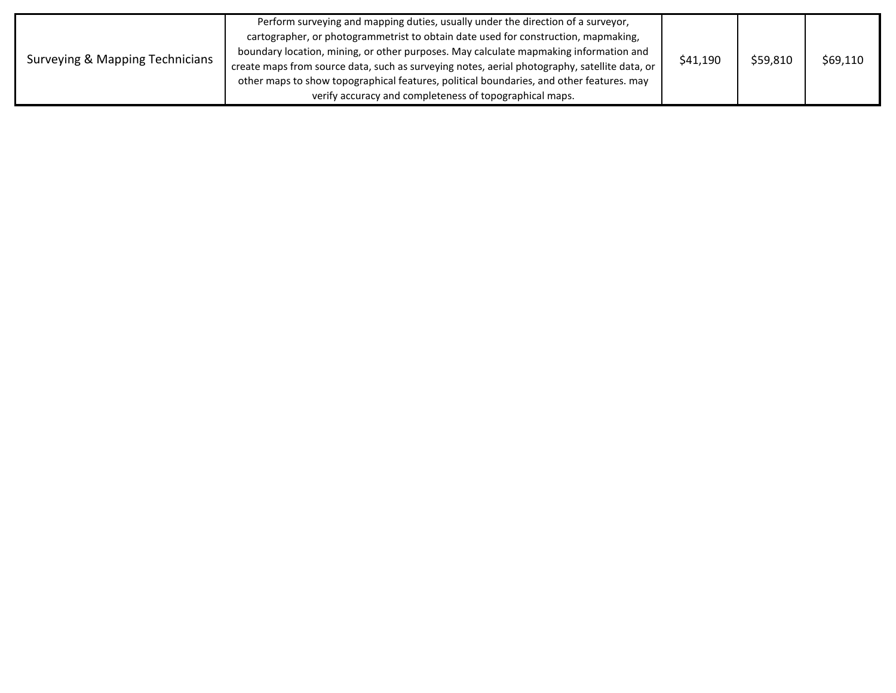| | | | | |
|---|---|---|---|---|
| Surveying & Mapping Technicians | Perform surveying and mapping duties, usually under the direction of a surveyor, cartographer, or photogrammetrist to obtain date used for construction, mapmaking, boundary location, mining, or other purposes. May calculate mapmaking information and create maps from source data, such as surveying notes, aerial photography, satellite data, or other maps to show topographical features, political boundaries, and other features. may verify accuracy and completeness of topographical maps. | $41,190 | $59,810 | $69,110 |